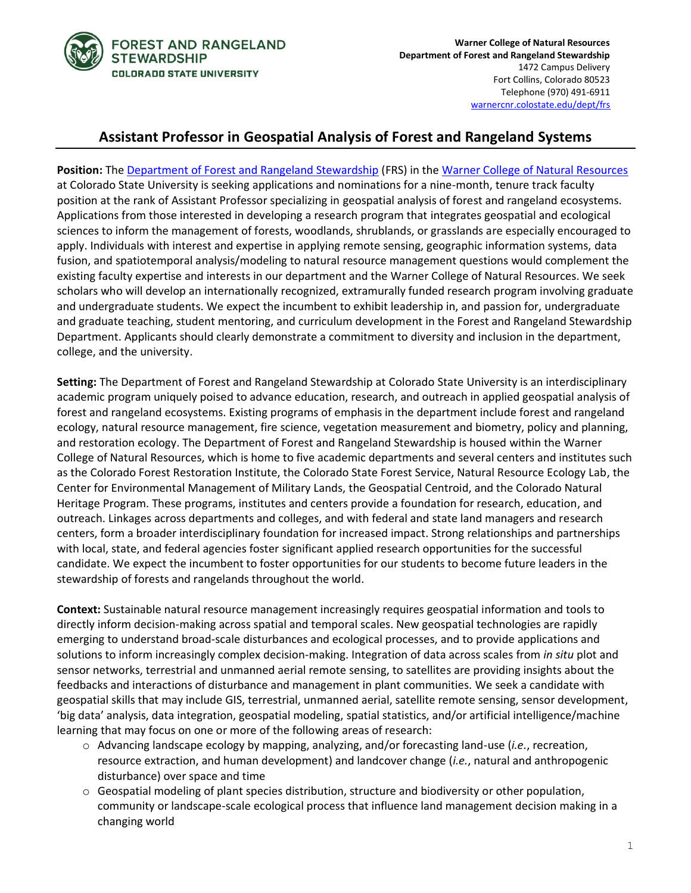FOREST AND RANGELAND STEWARDSHIP
COLORADO STATE UNIVERSITY

**Warner College of Natural Resources**
**Department of Forest and Rangeland Stewardship**
1472 Campus Delivery
Fort Collins, Colorado 80523
Telephone (970) 491-6911
warnercnr.colostate.edu/dept/frs

# Assistant Professor in Geospatial Analysis of Forest and Rangeland Systems

**Position:** The Department of Forest and Rangeland Stewardship (FRS) in the Warner College of Natural Resources at Colorado State University is seeking applications and nominations for a nine-month, tenure track faculty position at the rank of Assistant Professor specializing in geospatial analysis of forest and rangeland ecosystems. Applications from those interested in developing a research program that integrates geospatial and ecological sciences to inform the management of forests, woodlands, shrublands, or grasslands are especially encouraged to apply. Individuals with interest and expertise in applying remote sensing, geographic information systems, data fusion, and spatiotemporal analysis/modeling to natural resource management questions would complement the existing faculty expertise and interests in our department and the Warner College of Natural Resources. We seek scholars who will develop an internationally recognized, extramurally funded research program involving graduate and undergraduate students. We expect the incumbent to exhibit leadership in, and passion for, undergraduate and graduate teaching, student mentoring, and curriculum development in the Forest and Rangeland Stewardship Department. Applicants should clearly demonstrate a commitment to diversity and inclusion in the department, college, and the university.

**Setting:** The Department of Forest and Rangeland Stewardship at Colorado State University is an interdisciplinary academic program uniquely poised to advance education, research, and outreach in applied geospatial analysis of forest and rangeland ecosystems. Existing programs of emphasis in the department include forest and rangeland ecology, natural resource management, fire science, vegetation measurement and biometry, policy and planning, and restoration ecology. The Department of Forest and Rangeland Stewardship is housed within the Warner College of Natural Resources, which is home to five academic departments and several centers and institutes such as the Colorado Forest Restoration Institute, the Colorado State Forest Service, Natural Resource Ecology Lab, the Center for Environmental Management of Military Lands, the Geospatial Centroid, and the Colorado Natural Heritage Program. These programs, institutes and centers provide a foundation for research, education, and outreach. Linkages across departments and colleges, and with federal and state land managers and research centers, form a broader interdisciplinary foundation for increased impact. Strong relationships and partnerships with local, state, and federal agencies foster significant applied research opportunities for the successful candidate. We expect the incumbent to foster opportunities for our students to become future leaders in the stewardship of forests and rangelands throughout the world.

**Context:** Sustainable natural resource management increasingly requires geospatial information and tools to directly inform decision-making across spatial and temporal scales. New geospatial technologies are rapidly emerging to understand broad-scale disturbances and ecological processes, and to provide applications and solutions to inform increasingly complex decision-making. Integration of data across scales from *in situ* plot and sensor networks, terrestrial and unmanned aerial remote sensing, to satellites are providing insights about the feedbacks and interactions of disturbance and management in plant communities. We seek a candidate with geospatial skills that may include GIS, terrestrial, unmanned aerial, satellite remote sensing, sensor development, 'big data' analysis, data integration, geospatial modeling, spatial statistics, and/or artificial intelligence/machine learning that may focus on one or more of the following areas of research:

- Advancing landscape ecology by mapping, analyzing, and/or forecasting land-use (*i.e.*, recreation, resource extraction, and human development) and landcover change (*i.e.*, natural and anthropogenic disturbance) over space and time
- Geospatial modeling of plant species distribution, structure and biodiversity or other population, community or landscape-scale ecological process that influence land management decision making in a changing world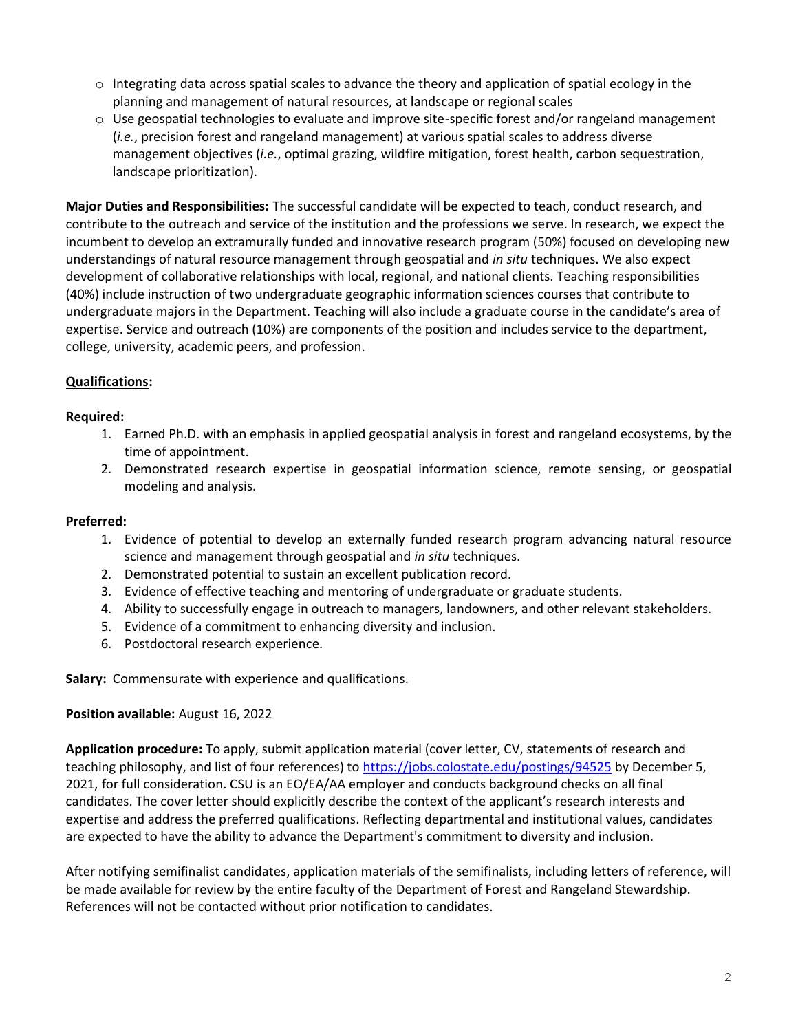- Integrating data across spatial scales to advance the theory and application of spatial ecology in the planning and management of natural resources, at landscape or regional scales
- Use geospatial technologies to evaluate and improve site-specific forest and/or rangeland management (*i.e.*, precision forest and rangeland management) at various spatial scales to address diverse management objectives (*i.e.*, optimal grazing, wildfire mitigation, forest health, carbon sequestration, landscape prioritization).

**Major Duties and Responsibilities:** The successful candidate will be expected to teach, conduct research, and contribute to the outreach and service of the institution and the professions we serve. In research, we expect the incumbent to develop an extramurally funded and innovative research program (50%) focused on developing new understandings of natural resource management through geospatial and *in situ* techniques. We also expect development of collaborative relationships with local, regional, and national clients. Teaching responsibilities (40%) include instruction of two undergraduate geographic information sciences courses that contribute to undergraduate majors in the Department. Teaching will also include a graduate course in the candidate's area of expertise. Service and outreach (10%) are components of the position and includes service to the department, college, university, academic peers, and profession.

**Qualifications:**

**Required:**

1. Earned Ph.D. with an emphasis in applied geospatial analysis in forest and rangeland ecosystems, by the time of appointment.
2. Demonstrated research expertise in geospatial information science, remote sensing, or geospatial modeling and analysis.

**Preferred:**

1. Evidence of potential to develop an externally funded research program advancing natural resource science and management through geospatial and *in situ* techniques.
2. Demonstrated potential to sustain an excellent publication record.
3. Evidence of effective teaching and mentoring of undergraduate or graduate students.
4. Ability to successfully engage in outreach to managers, landowners, and other relevant stakeholders.
5. Evidence of a commitment to enhancing diversity and inclusion.
6. Postdoctoral research experience.

**Salary:** Commensurate with experience and qualifications.

**Position available:** August 16, 2022

**Application procedure:** To apply, submit application material (cover letter, CV, statements of research and teaching philosophy, and list of four references) to https://jobs.colostate.edu/postings/94525 by December 5, 2021, for full consideration. CSU is an EO/EA/AA employer and conducts background checks on all final candidates. The cover letter should explicitly describe the context of the applicant's research interests and expertise and address the preferred qualifications. Reflecting departmental and institutional values, candidates are expected to have the ability to advance the Department's commitment to diversity and inclusion.

After notifying semifinalist candidates, application materials of the semifinalists, including letters of reference, will be made available for review by the entire faculty of the Department of Forest and Rangeland Stewardship. References will not be contacted without prior notification to candidates.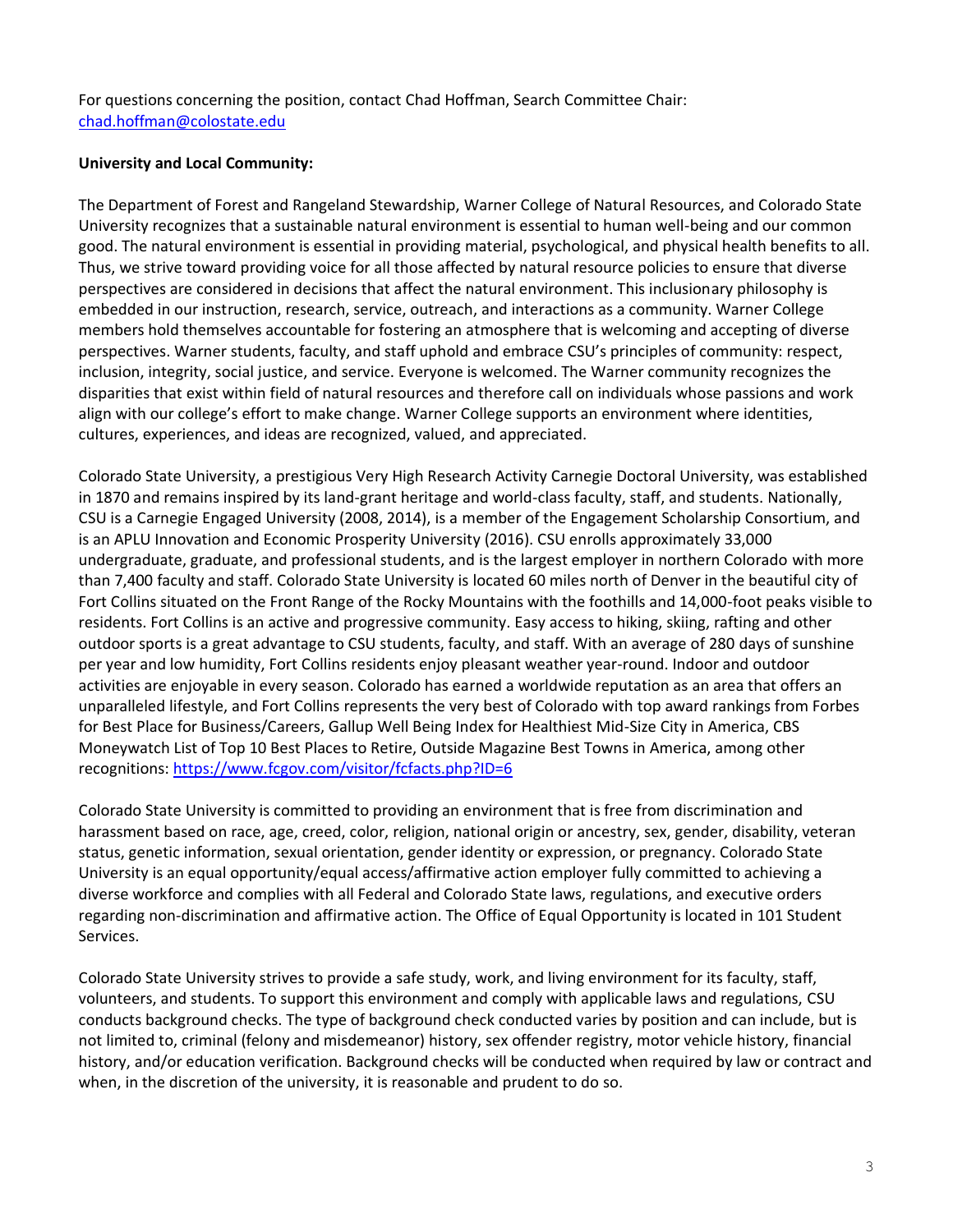For questions concerning the position, contact Chad Hoffman, Search Committee Chair: [chad.hoffman@colostate.edu](mailto:chad.hoffman@colostate.edu)

**University and Local Community:**

The Department of Forest and Rangeland Stewardship, Warner College of Natural Resources, and Colorado State University recognizes that a sustainable natural environment is essential to human well-being and our common good. The natural environment is essential in providing material, psychological, and physical health benefits to all. Thus, we strive toward providing voice for all those affected by natural resource policies to ensure that diverse perspectives are considered in decisions that affect the natural environment. This inclusionary philosophy is embedded in our instruction, research, service, outreach, and interactions as a community. Warner College members hold themselves accountable for fostering an atmosphere that is welcoming and accepting of diverse perspectives. Warner students, faculty, and staff uphold and embrace CSU's principles of community: respect, inclusion, integrity, social justice, and service. Everyone is welcomed. The Warner community recognizes the disparities that exist within field of natural resources and therefore call on individuals whose passions and work align with our college's effort to make change. Warner College supports an environment where identities, cultures, experiences, and ideas are recognized, valued, and appreciated.

Colorado State University, a prestigious Very High Research Activity Carnegie Doctoral University, was established in 1870 and remains inspired by its land-grant heritage and world-class faculty, staff, and students. Nationally, CSU is a Carnegie Engaged University (2008, 2014), is a member of the Engagement Scholarship Consortium, and is an APLU Innovation and Economic Prosperity University (2016). CSU enrolls approximately 33,000 undergraduate, graduate, and professional students, and is the largest employer in northern Colorado with more than 7,400 faculty and staff. Colorado State University is located 60 miles north of Denver in the beautiful city of Fort Collins situated on the Front Range of the Rocky Mountains with the foothills and 14,000-foot peaks visible to residents. Fort Collins is an active and progressive community. Easy access to hiking, skiing, rafting and other outdoor sports is a great advantage to CSU students, faculty, and staff. With an average of 280 days of sunshine per year and low humidity, Fort Collins residents enjoy pleasant weather year-round. Indoor and outdoor activities are enjoyable in every season. Colorado has earned a worldwide reputation as an area that offers an unparalleled lifestyle, and Fort Collins represents the very best of Colorado with top award rankings from Forbes for Best Place for Business/Careers, Gallup Well Being Index for Healthiest Mid-Size City in America, CBS Moneywatch List of Top 10 Best Places to Retire, Outside Magazine Best Towns in America, among other recognitions: [https://www.fcgov.com/visitor/fcfacts.php?ID=6](https://www.fcgov.com/visitor/fcfacts.php?ID=6)

Colorado State University is committed to providing an environment that is free from discrimination and harassment based on race, age, creed, color, religion, national origin or ancestry, sex, gender, disability, veteran status, genetic information, sexual orientation, gender identity or expression, or pregnancy. Colorado State University is an equal opportunity/equal access/affirmative action employer fully committed to achieving a diverse workforce and complies with all Federal and Colorado State laws, regulations, and executive orders regarding non-discrimination and affirmative action. The Office of Equal Opportunity is located in 101 Student Services.

Colorado State University strives to provide a safe study, work, and living environment for its faculty, staff, volunteers, and students. To support this environment and comply with applicable laws and regulations, CSU conducts background checks. The type of background check conducted varies by position and can include, but is not limited to, criminal (felony and misdemeanor) history, sex offender registry, motor vehicle history, financial history, and/or education verification. Background checks will be conducted when required by law or contract and when, in the discretion of the university, it is reasonable and prudent to do so.